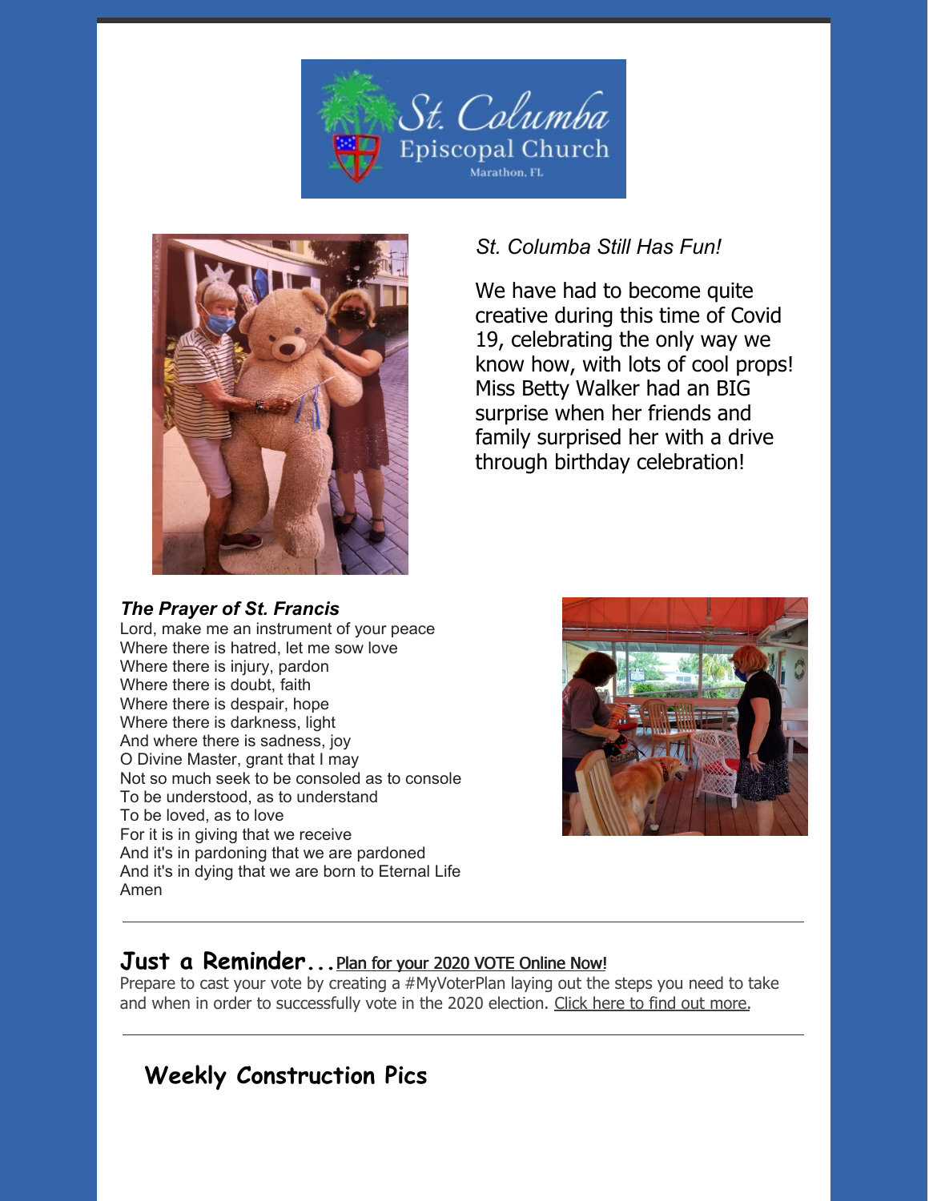St. Columba Episcopal Church
Marathon, FL

*St. Columba Still Has Fun!*

We have had to become quite creative during this time of Covid 19, celebrating the only way we know how, with lots of cool props! Miss Betty Walker had an BIG surprise when her friends and family surprised her with a drive through birthday celebration!

***The Prayer of St. Francis***

Lord, make me an instrument of your peace
Where there is hatred, let me sow love
Where there is injury, pardon
Where there is doubt, faith
Where there is despair, hope
Where there is darkness, light
And where there is sadness, joy
O Divine Master, grant that I may
Not so much seek to be consoled as to console
To be understood, as to understand
To be loved, as to love
For it is in giving that we receive
And it's in pardoning that we are pardoned
And it's in dying that we are born to Eternal Life
Amen

---

## Just a Reminder... Plan for your 2020 VOTE Online Now!

Prepare to cast your vote by creating a #MyVoterPlan laying out the steps you need to take and when in order to successfully vote in the 2020 election. Click here to find out more.

---

## Weekly Construction Pics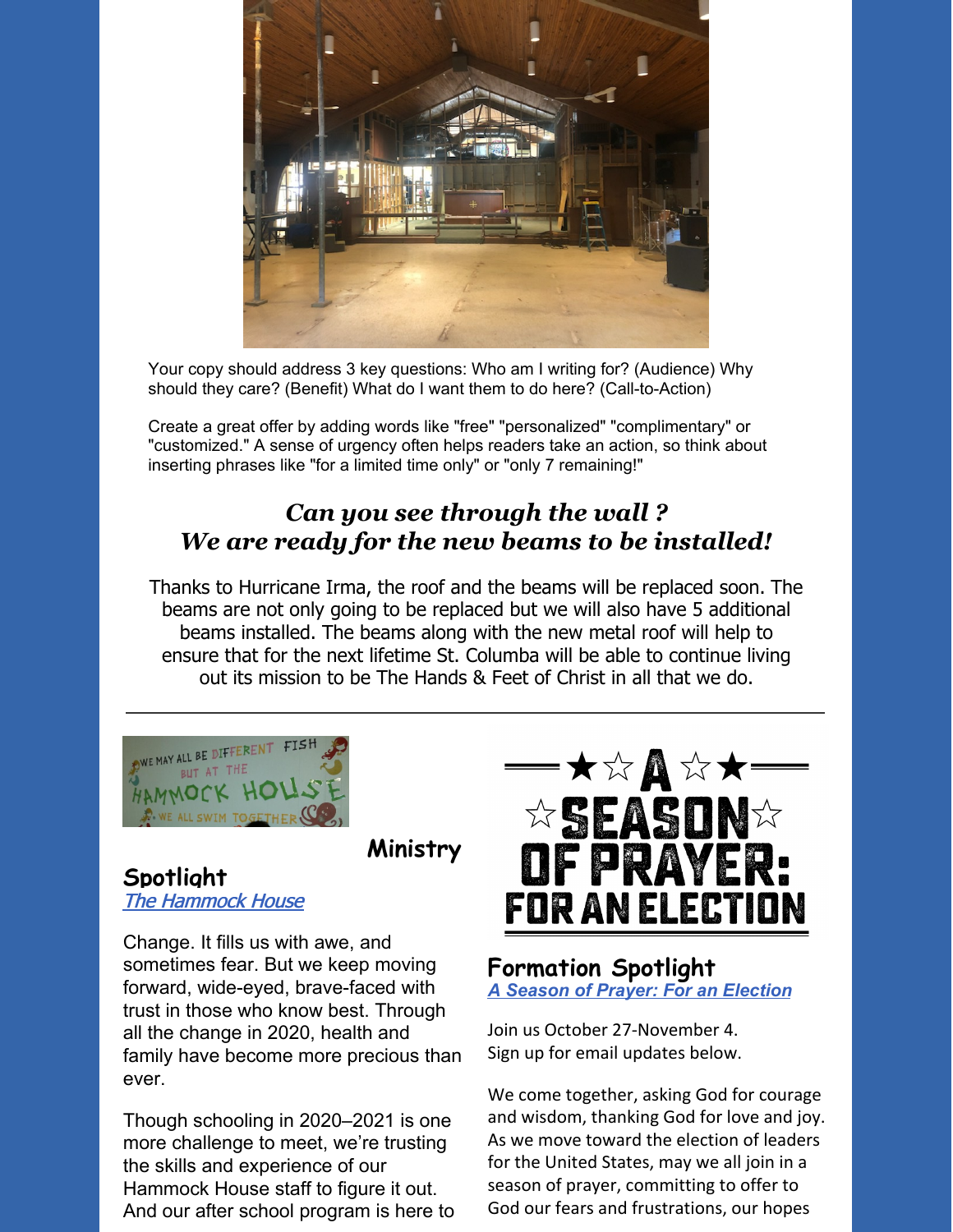Your copy should address 3 key questions: Who am I writing for? (Audience) Why should they care? (Benefit) What do I want them to do here? (Call-to-Action)

Create a great offer by adding words like "free" "personalized" "complimentary" or "customized." A sense of urgency often helps readers take an action, so think about inserting phrases like "for a limited time only" or "only 7 remaining!"

### *Can you see through the wall ?*
### *We are ready for the new beams to be installed!*

Thanks to Hurricane Irma, the roof and the beams will be replaced soon. The beams are not only going to be replaced but we will also have 5 additional beams installed. The beams along with the new metal roof will help to ensure that for the next lifetime St. Columba will be able to continue living out its mission to be The Hands & Feet of Christ in all that we do.

---

WE MAY ALL BE DIFFERENT FISH BUT AT THE HAMMOCK HOUSE WE ALL SWIM TOGETHER

## Ministry Spotlight
*The Hammock House*

Change. It fills us with awe, and sometimes fear. But we keep moving forward, wide-eyed, brave-faced with trust in those who know best. Through all the change in 2020, health and family have become more precious than ever.

Though schooling in 2020–2021 is one more challenge to meet, we're trusting the skills and experience of our Hammock House staff to figure it out. And our after school program is here to

A SEASON OF PRAYER: FOR AN ELECTION

## Formation Spotlight
***A Season of Prayer: For an Election***

Join us October 27-November 4.
Sign up for email updates below.

We come together, asking God for courage and wisdom, thanking God for love and joy. As we move toward the election of leaders for the United States, may we all join in a season of prayer, committing to offer to God our fears and frustrations, our hopes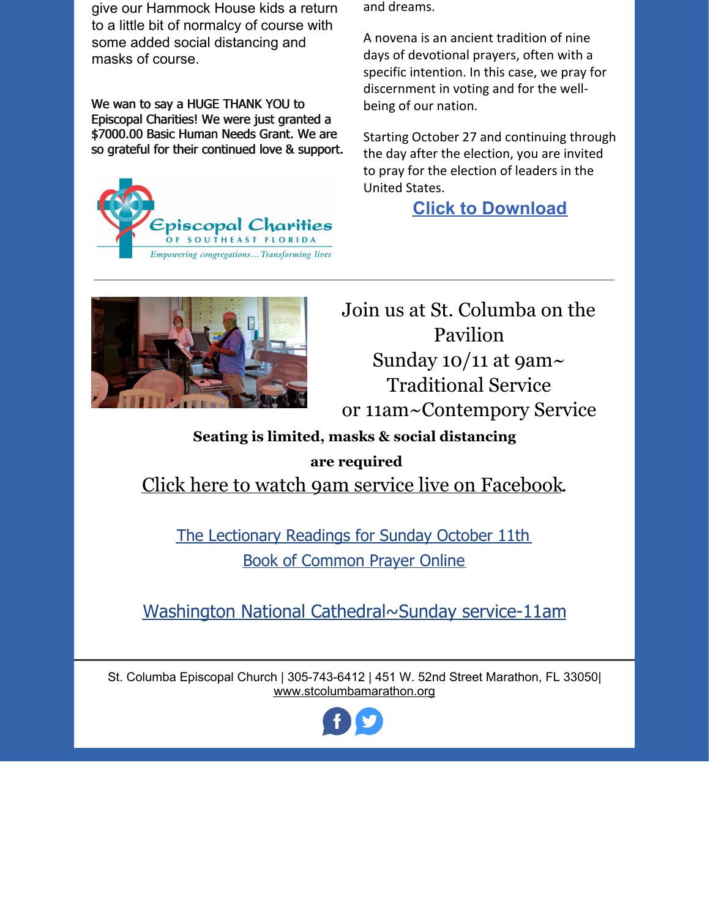give our Hammock House kids a return to a little bit of normalcy of course with some added social distancing and masks of course.

**We wan to say a HUGE THANK YOU to Episcopal Charities! We were just granted a $7000.00 Basic Human Needs Grant. We are so grateful for their continued love & support.**

and dreams.

A novena is an ancient tradition of nine days of devotional prayers, often with a specific intention. In this case, we pray for discernment in voting and for the well-being of our nation.

Starting October 27 and continuing through the day after the election, you are invited to pray for the election of leaders in the United States.

**Click to Download**

---

Join us at St. Columba on the Pavilion
Sunday 10/11 at 9am~ Traditional Service
or 11am~Contempory Service

**Seating is limited, masks & social distancing are required**

Click here to watch 9am service live on Facebook.

The Lectionary Readings for Sunday October 11th
Book of Common Prayer Online

Washington National Cathedral~Sunday service-11am

---

St. Columba Episcopal Church | 305-743-6412 | 451 W. 52nd Street Marathon, FL 33050|
www.stcolumbamarathon.org